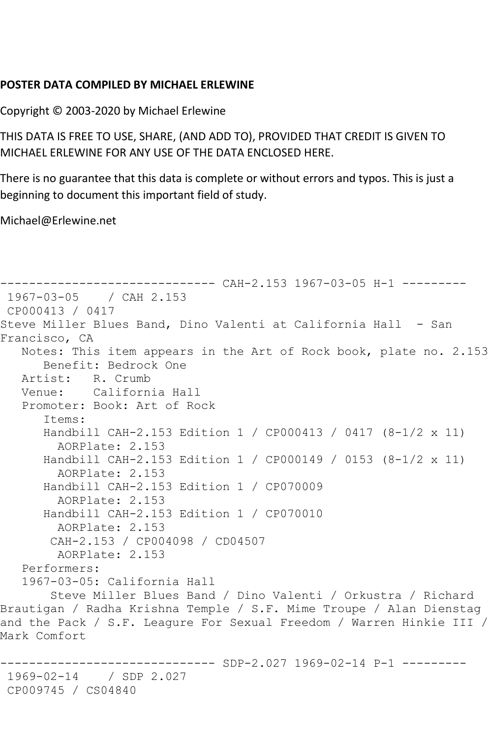**POSTER DATA COMPILED BY MICHAEL ERLEWINE**

Copyright © 2003-2020 by Michael Erlewine

THIS DATA IS FREE TO USE, SHARE, (AND ADD TO), PROVIDED THAT CREDIT IS GIVEN TO MICHAEL ERLEWINE FOR ANY USE OF THE DATA ENCLOSED HERE.

There is no guarantee that this data is complete or without errors and typos. This is just a beginning to document this important field of study.

Michael@Erlewine.net

```
------------------------------ CAH-2.153 1967-03-05 H-1 ---------
 1967-03-05    / CAH 2.153
 CP000413 / 0417
Steve Miller Blues Band, Dino Valenti at California Hall  - San
Francisco, CA
   Notes: This item appears in the Art of Rock book, plate no. 2.153
      Benefit: Bedrock One
   Artist:   R. Crumb
   Venue:    California Hall
   Promoter: Book: Art of Rock
      Items:
      Handbill CAH-2.153 Edition 1 / CP000413 / 0417 (8-1/2 x 11)
        AORPlate: 2.153
      Handbill CAH-2.153 Edition 1 / CP000149 / 0153 (8-1/2 x 11)
        AORPlate: 2.153
      Handbill CAH-2.153 Edition 1 / CP070009
        AORPlate: 2.153
      Handbill CAH-2.153 Edition 1 / CP070010
        AORPlate: 2.153
       CAH-2.153 / CP004098 / CD04507
        AORPlate: 2.153
   Performers:
   1967-03-05: California Hall
       Steve Miller Blues Band / Dino Valenti / Orkustra / Richard
Brautigan / Radha Krishna Temple / S.F. Mime Troupe / Alan Dienstag
and the Pack / S.F. Leagure For Sexual Freedom / Warren Hinkie III /
Mark Comfort

------------------------------ SDP-2.027 1969-02-14 P-1 ---------
 1969-02-14    / SDP 2.027
 CP009745 / CS04840
```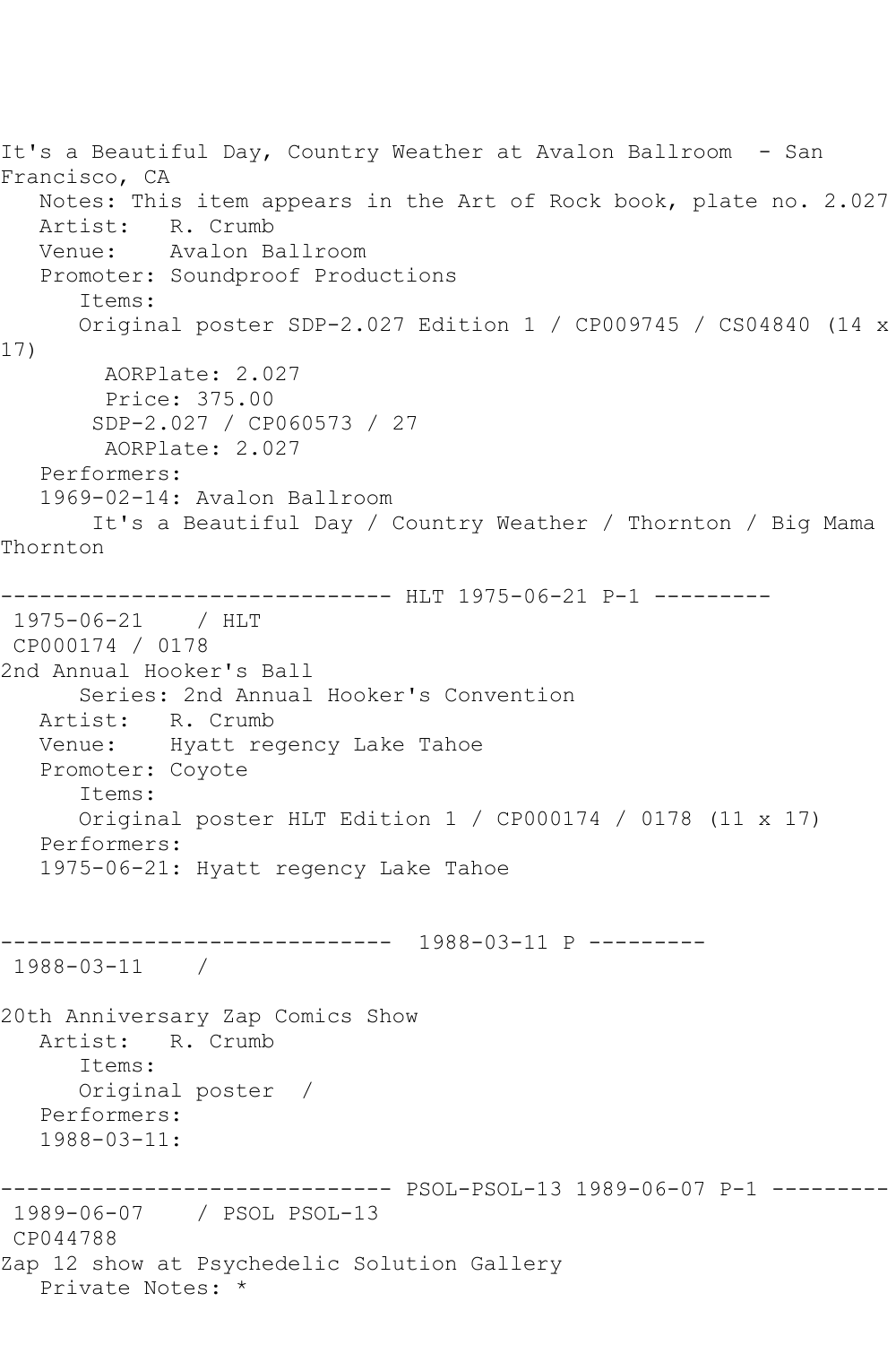It's a Beautiful Day, Country Weather at Avalon Ballroom - San Francisco, CA

Notes: This item appears in the Art of Rock book, plate no. 2.027
Artist: R. Crumb
Venue: Avalon Ballroom
Promoter: Soundproof Productions
Items:
Original poster SDP-2.027 Edition 1 / CP009745 / CS04840 (14 x 17)
AORPlate: 2.027
Price: 375.00
SDP-2.027 / CP060573 / 27
AORPlate: 2.027
Performers:
1969-02-14: Avalon Ballroom
It's a Beautiful Day / Country Weather / Thornton / Big Mama Thornton

------------------------------ HLT 1975-06-21 P-1 ---------

1975-06-21 / HLT
CP000174 / 0178
2nd Annual Hooker's Ball
Series: 2nd Annual Hooker's Convention
Artist: R. Crumb
Venue: Hyatt regency Lake Tahoe
Promoter: Coyote
Items:
Original poster HLT Edition 1 / CP000174 / 0178 (11 x 17)
Performers:
1975-06-21: Hyatt regency Lake Tahoe

------------------------------ 1988-03-11 P ---------

1988-03-11 /

20th Anniversary Zap Comics Show
Artist: R. Crumb
Items:
Original poster /
Performers:
1988-03-11:

------------------------------ PSOL-PSOL-13 1989-06-07 P-1 ---------

1989-06-07 / PSOL PSOL-13
CP044788
Zap 12 show at Psychedelic Solution Gallery
Private Notes: *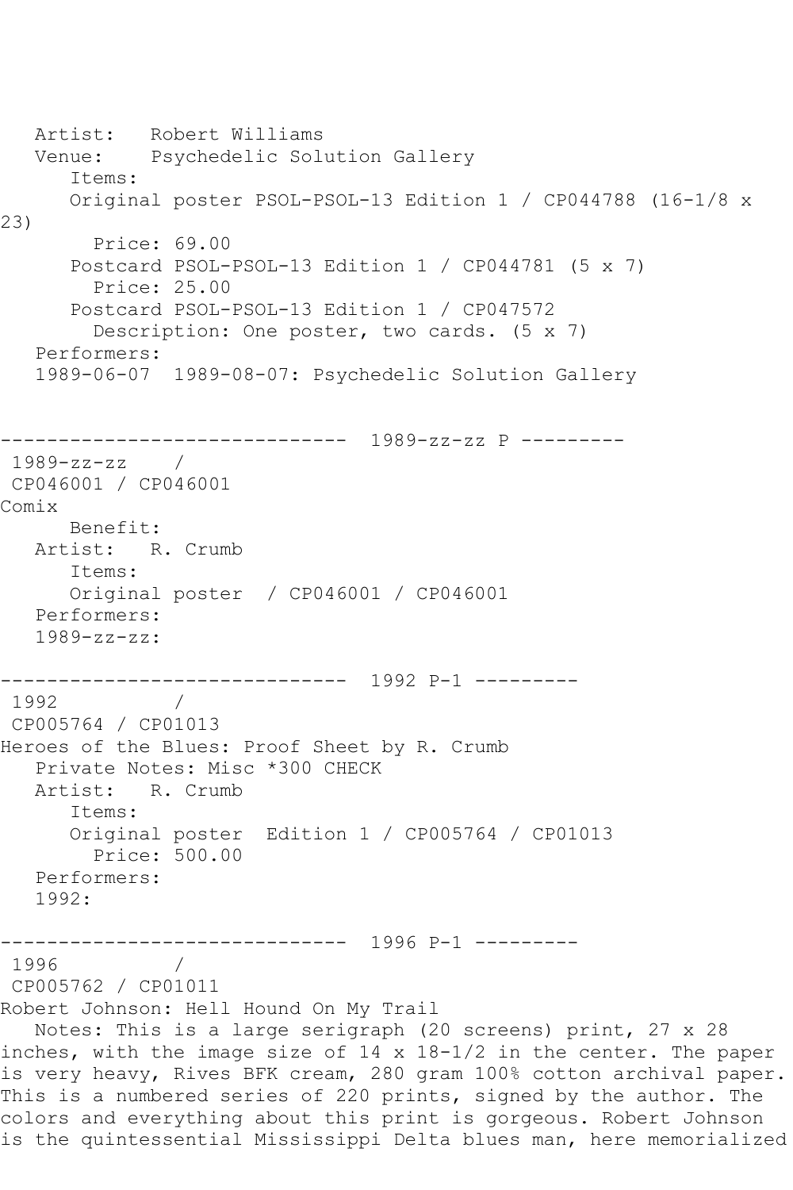Artist: Robert Williams
Venue: Psychedelic Solution Gallery
Items:
Original poster PSOL-PSOL-13 Edition 1 / CP044788 (16-1/8 x 23)
Price: 69.00
Postcard PSOL-PSOL-13 Edition 1 / CP044781 (5 x 7)
Price: 25.00
Postcard PSOL-PSOL-13 Edition 1 / CP047572
Description: One poster, two cards. (5 x 7)
Performers:
1989-06-07 1989-08-07: Psychedelic Solution Gallery

------------------------------ 1989-zz-zz P ---------

1989-zz-zz /
CP046001 / CP046001
Comix
Benefit:
Artist: R. Crumb
Items:
Original poster / CP046001 / CP046001
Performers:
1989-zz-zz:

------------------------------ 1992 P-1 ---------

1992 /
CP005764 / CP01013
Heroes of the Blues: Proof Sheet by R. Crumb
Private Notes: Misc *300 CHECK
Artist: R. Crumb
Items:
Original poster Edition 1 / CP005764 / CP01013
Price: 500.00
Performers:
1992:

------------------------------ 1996 P-1 ---------

1996 /
CP005762 / CP01011
Robert Johnson: Hell Hound On My Trail
Notes: This is a large serigraph (20 screens) print, 27 x 28 inches, with the image size of 14 x 18-1/2 in the center. The paper is very heavy, Rives BFK cream, 280 gram 100% cotton archival paper. This is a numbered series of 220 prints, signed by the author. The colors and everything about this print is gorgeous. Robert Johnson is the quintessential Mississippi Delta blues man, here memorialized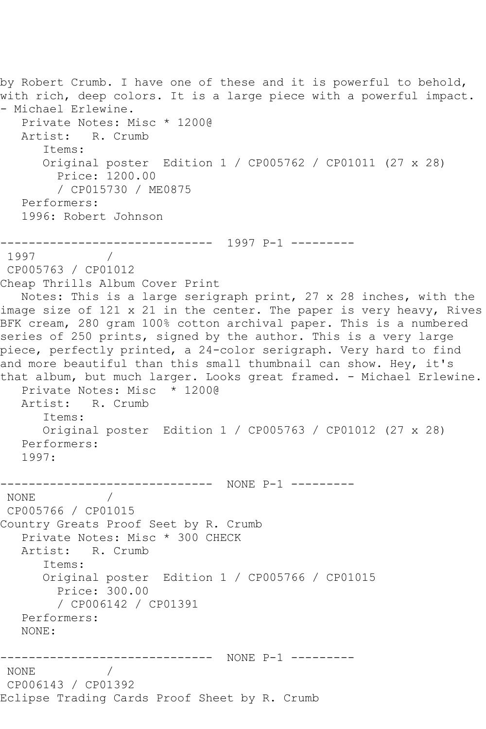by Robert Crumb. I have one of these and it is powerful to behold, with rich, deep colors. It is a large piece with a powerful impact. - Michael Erlewine.

Private Notes: Misc * 1200@

Artist: R. Crumb

Items:

Original poster Edition 1 / CP005762 / CP01011 (27 x 28)

Price: 1200.00

/ CP015730 / ME0875

Performers:

1996: Robert Johnson

------------------------------ 1997 P-1 ---------

1997 /

CP005763 / CP01012

Cheap Thrills Album Cover Print

Notes: This is a large serigraph print, 27 x 28 inches, with the image size of 121 x 21 in the center. The paper is very heavy, Rives BFK cream, 280 gram 100% cotton archival paper. This is a numbered series of 250 prints, signed by the author. This is a very large piece, perfectly printed, a 24-color serigraph. Very hard to find and more beautiful than this small thumbnail can show. Hey, it's that album, but much larger. Looks great framed. - Michael Erlewine.

Private Notes: Misc * 1200@

Artist: R. Crumb

Items:

Original poster Edition 1 / CP005763 / CP01012 (27 x 28)

Performers:

1997:

------------------------------ NONE P-1 ---------

NONE /

CP005766 / CP01015

Country Greats Proof Seet by R. Crumb

Private Notes: Misc * 300 CHECK

Artist: R. Crumb

Items:

Original poster Edition 1 / CP005766 / CP01015

Price: 300.00

/ CP006142 / CP01391

Performers:

NONE:

------------------------------ NONE P-1 ---------

NONE /

CP006143 / CP01392

Eclipse Trading Cards Proof Sheet by R. Crumb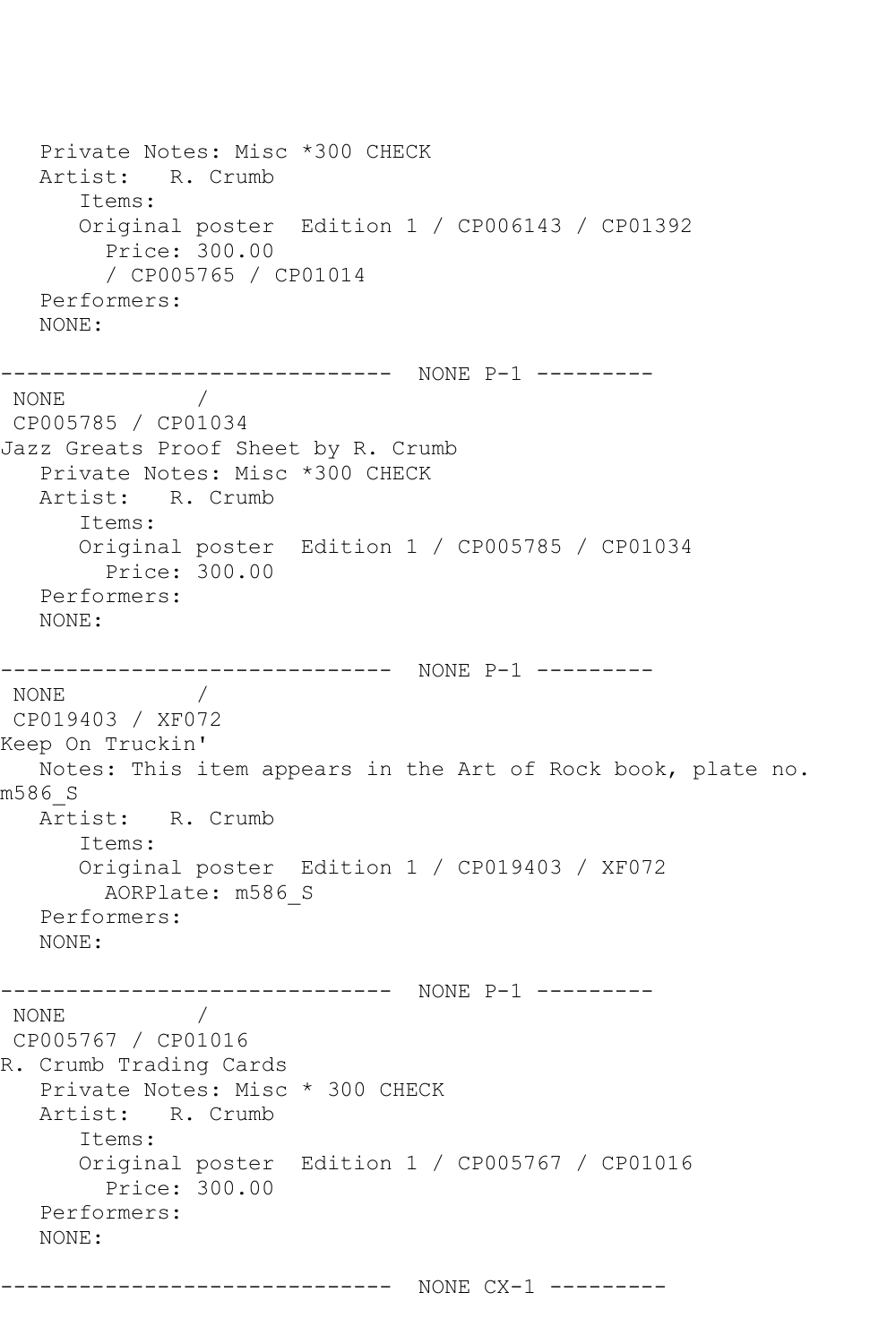Private Notes: Misc *300 CHECK
Artist: R. Crumb
Items:
Original poster Edition 1 / CP006143 / CP01392
Price: 300.00
/ CP005765 / CP01014
Performers:
NONE:

------------------------------ NONE P-1 ---------
NONE /
CP005785 / CP01034
Jazz Greats Proof Sheet by R. Crumb
Private Notes: Misc *300 CHECK
Artist: R. Crumb
Items:
Original poster Edition 1 / CP005785 / CP01034
Price: 300.00
Performers:
NONE:

------------------------------ NONE P-1 ---------
NONE /
CP019403 / XF072
Keep On Truckin'
Notes: This item appears in the Art of Rock book, plate no. m586_S
Artist: R. Crumb
Items:
Original poster Edition 1 / CP019403 / XF072
AORPlate: m586_S
Performers:
NONE:

------------------------------ NONE P-1 ---------
NONE /
CP005767 / CP01016
R. Crumb Trading Cards
Private Notes: Misc * 300 CHECK
Artist: R. Crumb
Items:
Original poster Edition 1 / CP005767 / CP01016
Price: 300.00
Performers:
NONE:

------------------------------ NONE CX-1 ---------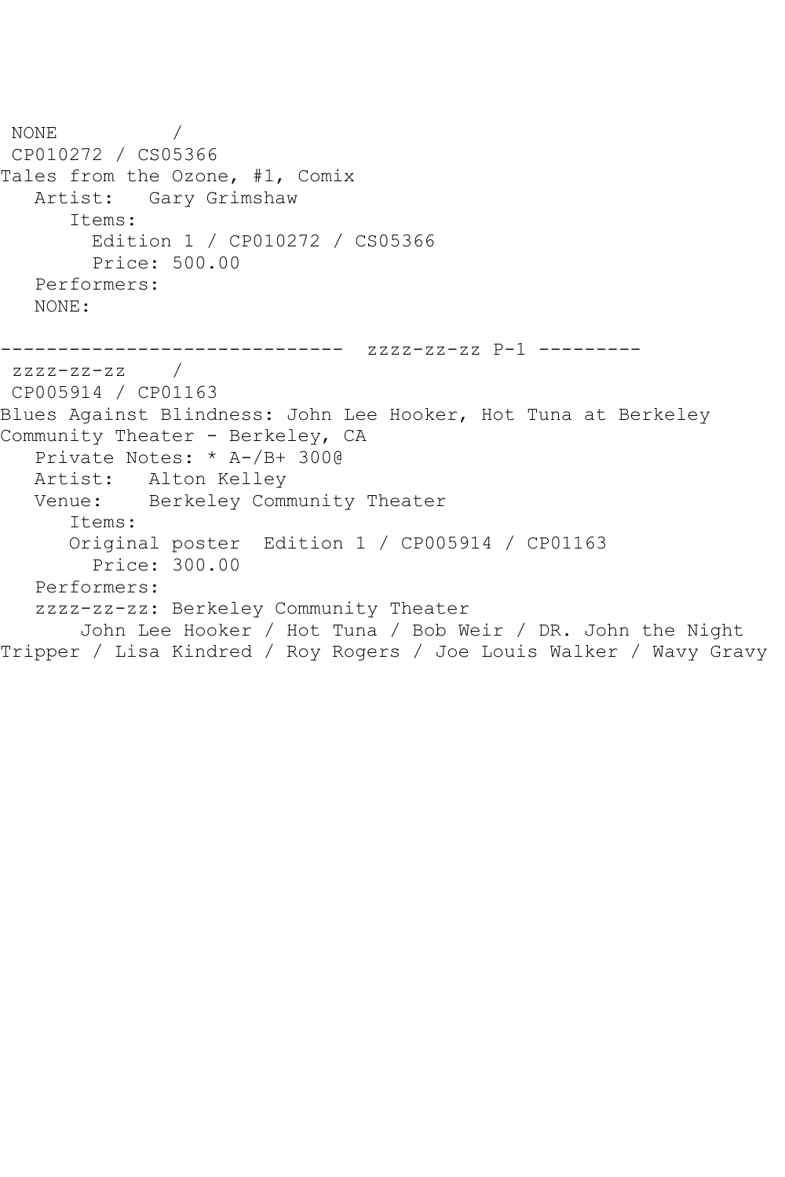NONE /
CP010272 / CS05366
Tales from the Ozone, #1, Comix
Artist: Gary Grimshaw
Items:
Edition 1 / CP010272 / CS05366
Price: 500.00
Performers:
NONE:

------------------------------ zzzz-zz-zz P-1 ---------
zzzz-zz-zz /
CP005914 / CP01163
Blues Against Blindness: John Lee Hooker, Hot Tuna at Berkeley Community Theater - Berkeley, CA
Private Notes: * A-/B+ 300@
Artist: Alton Kelley
Venue: Berkeley Community Theater
Items:
Original poster Edition 1 / CP005914 / CP01163
Price: 300.00
Performers:
zzzz-zz-zz: Berkeley Community Theater
John Lee Hooker / Hot Tuna / Bob Weir / DR. John the Night Tripper / Lisa Kindred / Roy Rogers / Joe Louis Walker / Wavy Gravy